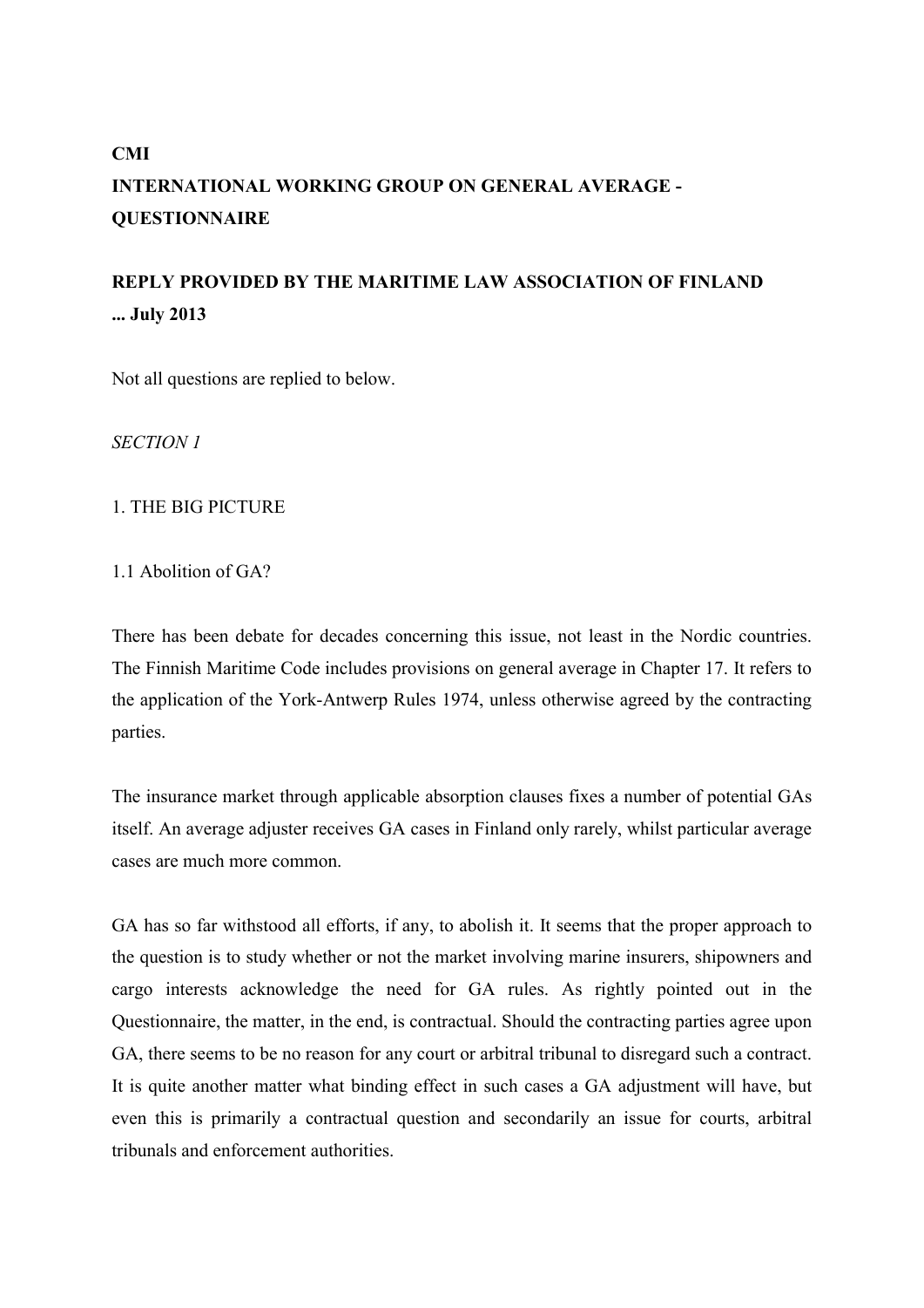**CMI**
**INTERNATIONAL WORKING GROUP ON GENERAL AVERAGE - QUESTIONNAIRE**

**REPLY PROVIDED BY THE MARITIME LAW ASSOCIATION OF FINLAND**
**... July 2013**

Not all questions are replied to below.

*SECTION 1*

1. THE BIG PICTURE

1.1 Abolition of GA?

There has been debate for decades concerning this issue, not least in the Nordic countries. The Finnish Maritime Code includes provisions on general average in Chapter 17. It refers to the application of the York-Antwerp Rules 1974, unless otherwise agreed by the contracting parties.

The insurance market through applicable absorption clauses fixes a number of potential GAs itself. An average adjuster receives GA cases in Finland only rarely, whilst particular average cases are much more common.

GA has so far withstood all efforts, if any, to abolish it. It seems that the proper approach to the question is to study whether or not the market involving marine insurers, shipowners and cargo interests acknowledge the need for GA rules. As rightly pointed out in the Questionnaire, the matter, in the end, is contractual. Should the contracting parties agree upon GA, there seems to be no reason for any court or arbitral tribunal to disregard such a contract. It is quite another matter what binding effect in such cases a GA adjustment will have, but even this is primarily a contractual question and secondarily an issue for courts, arbitral tribunals and enforcement authorities.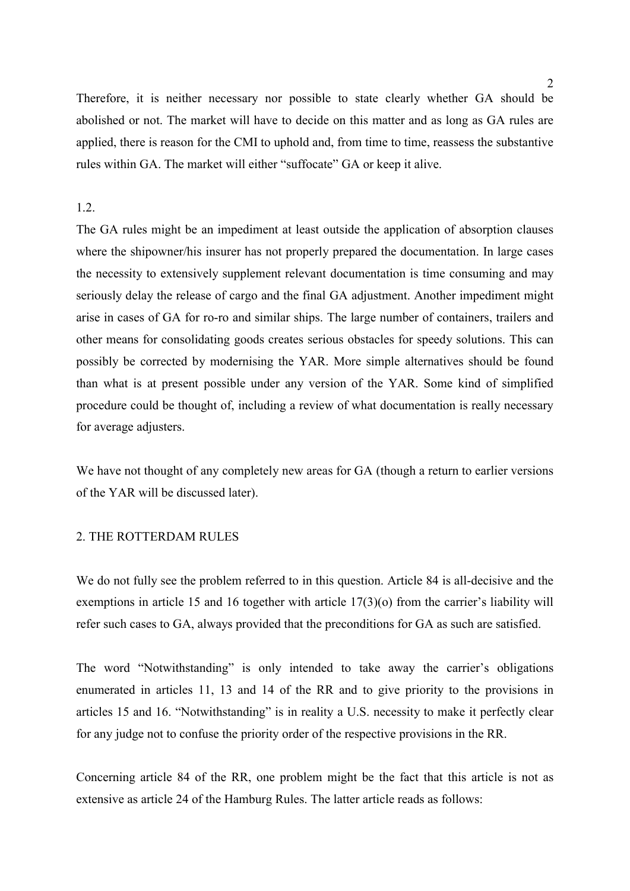Therefore, it is neither necessary nor possible to state clearly whether GA should be abolished or not. The market will have to decide on this matter and as long as GA rules are applied, there is reason for the CMI to uphold and, from time to time, reassess the substantive rules within GA. The market will either "suffocate" GA or keep it alive.

1.2.

The GA rules might be an impediment at least outside the application of absorption clauses where the shipowner/his insurer has not properly prepared the documentation. In large cases the necessity to extensively supplement relevant documentation is time consuming and may seriously delay the release of cargo and the final GA adjustment. Another impediment might arise in cases of GA for ro-ro and similar ships. The large number of containers, trailers and other means for consolidating goods creates serious obstacles for speedy solutions. This can possibly be corrected by modernising the YAR. More simple alternatives should be found than what is at present possible under any version of the YAR. Some kind of simplified procedure could be thought of, including a review of what documentation is really necessary for average adjusters.

We have not thought of any completely new areas for GA (though a return to earlier versions of the YAR will be discussed later).

## 2. THE ROTTERDAM RULES

We do not fully see the problem referred to in this question. Article 84 is all-decisive and the exemptions in article 15 and 16 together with article 17(3)(o) from the carrier's liability will refer such cases to GA, always provided that the preconditions for GA as such are satisfied.

The word "Notwithstanding" is only intended to take away the carrier's obligations enumerated in articles 11, 13 and 14 of the RR and to give priority to the provisions in articles 15 and 16. "Notwithstanding" is in reality a U.S. necessity to make it perfectly clear for any judge not to confuse the priority order of the respective provisions in the RR.

Concerning article 84 of the RR, one problem might be the fact that this article is not as extensive as article 24 of the Hamburg Rules. The latter article reads as follows: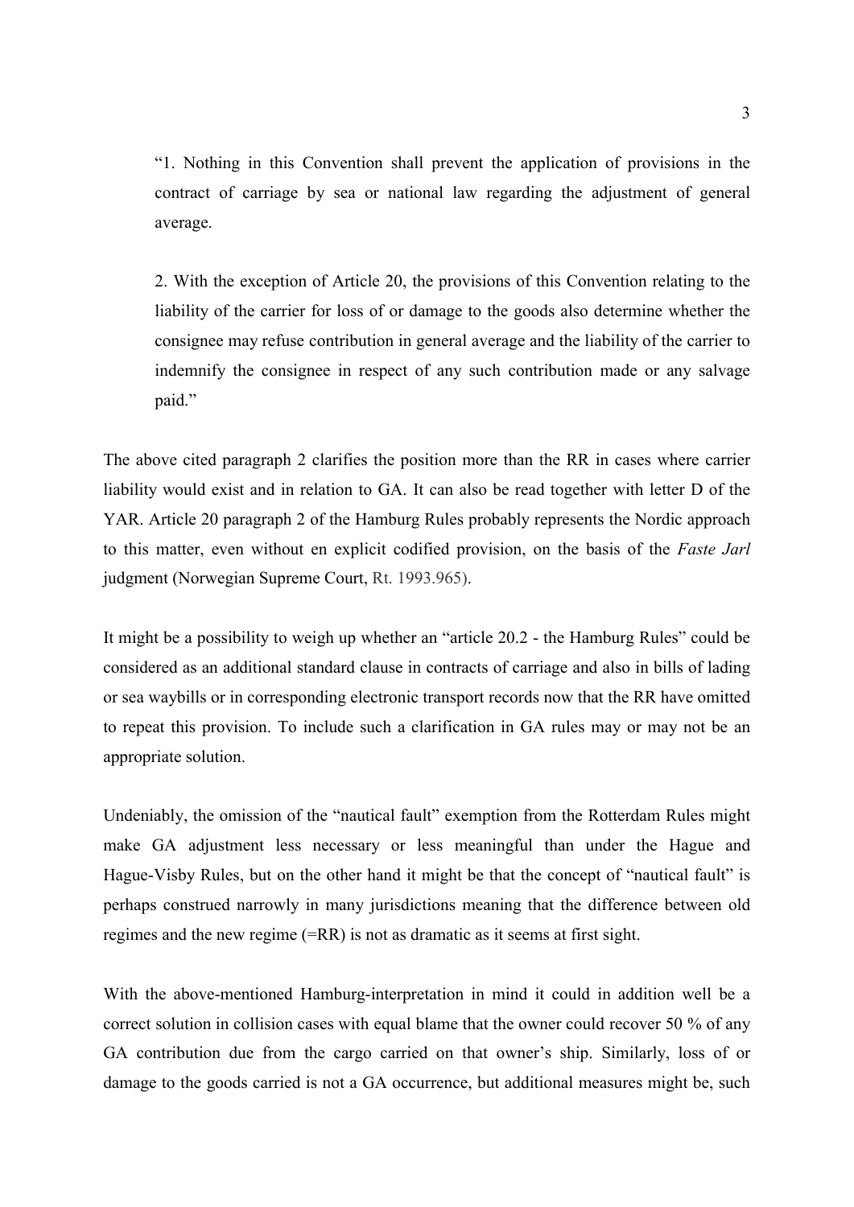> "1. Nothing in this Convention shall prevent the application of provisions in the contract of carriage by sea or national law regarding the adjustment of general average.
>
> 2. With the exception of Article 20, the provisions of this Convention relating to the liability of the carrier for loss of or damage to the goods also determine whether the consignee may refuse contribution in general average and the liability of the carrier to indemnify the consignee in respect of any such contribution made or any salvage paid."

The above cited paragraph 2 clarifies the position more than the RR in cases where carrier liability would exist and in relation to GA. It can also be read together with letter D of the YAR. Article 20 paragraph 2 of the Hamburg Rules probably represents the Nordic approach to this matter, even without en explicit codified provision, on the basis of the *Faste Jarl* judgment (Norwegian Supreme Court, Rt. 1993.965).

It might be a possibility to weigh up whether an "article 20.2 - the Hamburg Rules" could be considered as an additional standard clause in contracts of carriage and also in bills of lading or sea waybills or in corresponding electronic transport records now that the RR have omitted to repeat this provision. To include such a clarification in GA rules may or may not be an appropriate solution.

Undeniably, the omission of the "nautical fault" exemption from the Rotterdam Rules might make GA adjustment less necessary or less meaningful than under the Hague and Hague-Visby Rules, but on the other hand it might be that the concept of "nautical fault" is perhaps construed narrowly in many jurisdictions meaning that the difference between old regimes and the new regime (=RR) is not as dramatic as it seems at first sight.

With the above-mentioned Hamburg-interpretation in mind it could in addition well be a correct solution in collision cases with equal blame that the owner could recover 50 % of any GA contribution due from the cargo carried on that owner's ship. Similarly, loss of or damage to the goods carried is not a GA occurrence, but additional measures might be, such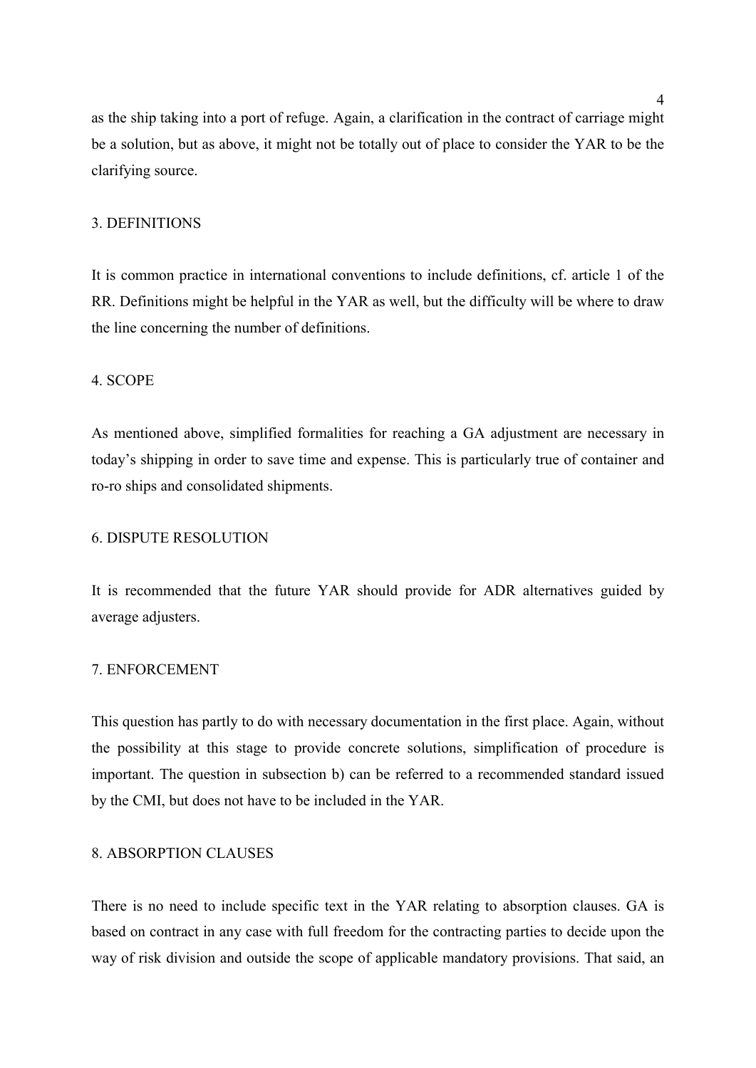as the ship taking into a port of refuge. Again, a clarification in the contract of carriage might be a solution, but as above, it might not be totally out of place to consider the YAR to be the clarifying source.

## 3. DEFINITIONS

It is common practice in international conventions to include definitions, cf. article 1 of the RR. Definitions might be helpful in the YAR as well, but the difficulty will be where to draw the line concerning the number of definitions.

## 4. SCOPE

As mentioned above, simplified formalities for reaching a GA adjustment are necessary in today's shipping in order to save time and expense. This is particularly true of container and ro-ro ships and consolidated shipments.

## 6. DISPUTE RESOLUTION

It is recommended that the future YAR should provide for ADR alternatives guided by average adjusters.

## 7. ENFORCEMENT

This question has partly to do with necessary documentation in the first place. Again, without the possibility at this stage to provide concrete solutions, simplification of procedure is important. The question in subsection b) can be referred to a recommended standard issued by the CMI, but does not have to be included in the YAR.

## 8. ABSORPTION CLAUSES

There is no need to include specific text in the YAR relating to absorption clauses. GA is based on contract in any case with full freedom for the contracting parties to decide upon the way of risk division and outside the scope of applicable mandatory provisions. That said, an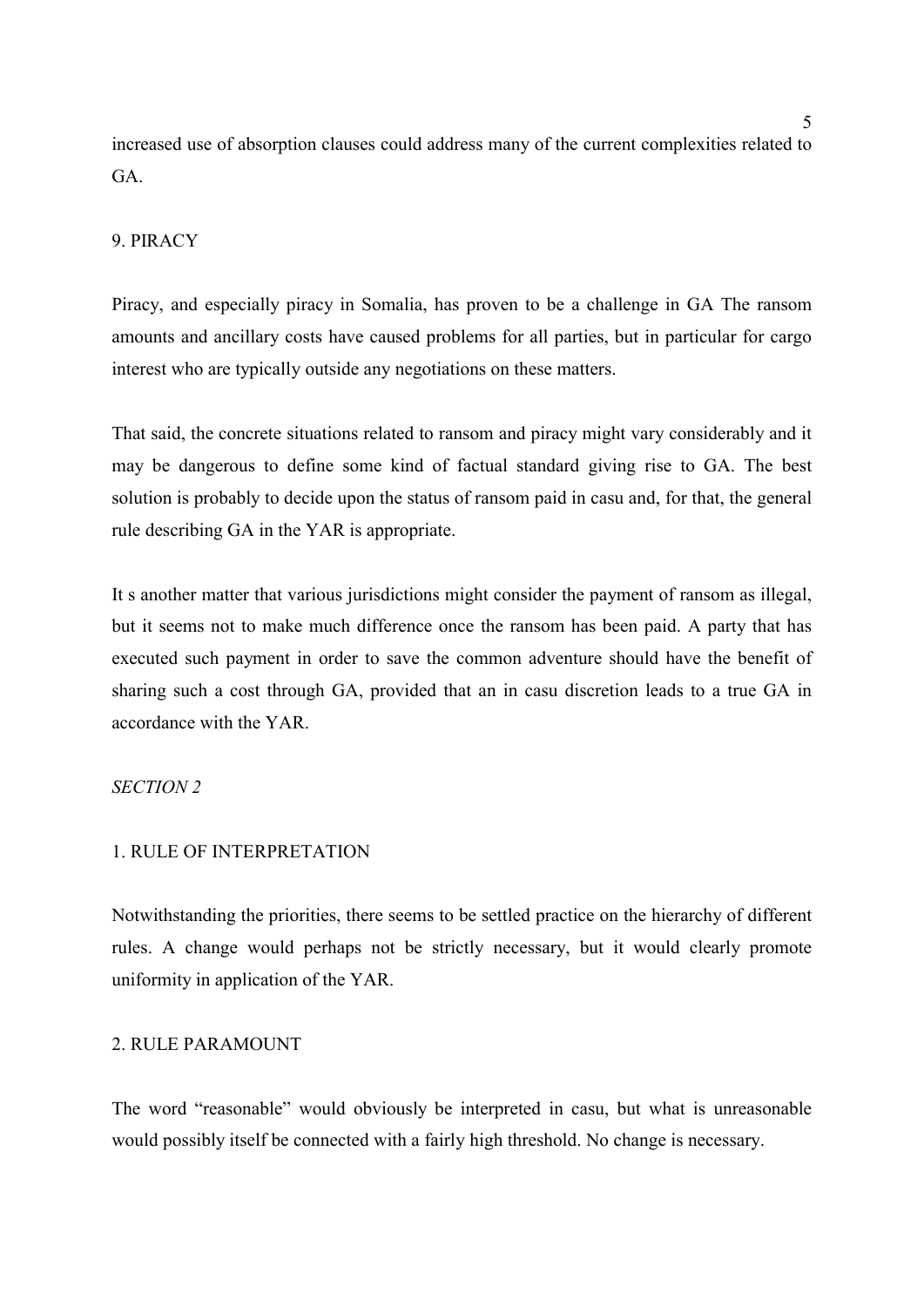increased use of absorption clauses could address many of the current complexities related to GA.

## 9. PIRACY

Piracy, and especially piracy in Somalia, has proven to be a challenge in GA The ransom amounts and ancillary costs have caused problems for all parties, but in particular for cargo interest who are typically outside any negotiations on these matters.

That said, the concrete situations related to ransom and piracy might vary considerably and it may be dangerous to define some kind of factual standard giving rise to GA. The best solution is probably to decide upon the status of ransom paid in casu and, for that, the general rule describing GA in the YAR is appropriate.

It s another matter that various jurisdictions might consider the payment of ransom as illegal, but it seems not to make much difference once the ransom has been paid. A party that has executed such payment in order to save the common adventure should have the benefit of sharing such a cost through GA, provided that an in casu discretion leads to a true GA in accordance with the YAR.

*SECTION 2*

## 1. RULE OF INTERPRETATION

Notwithstanding the priorities, there seems to be settled practice on the hierarchy of different rules. A change would perhaps not be strictly necessary, but it would clearly promote uniformity in application of the YAR.

## 2. RULE PARAMOUNT

The word "reasonable" would obviously be interpreted in casu, but what is unreasonable would possibly itself be connected with a fairly high threshold. No change is necessary.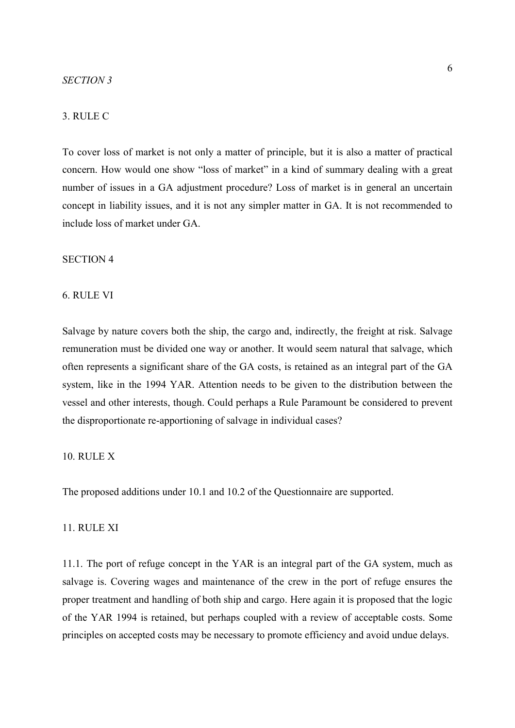*SECTION 3*

3. RULE C

To cover loss of market is not only a matter of principle, but it is also a matter of practical concern. How would one show "loss of market" in a kind of summary dealing with a great number of issues in a GA adjustment procedure? Loss of market is in general an uncertain concept in liability issues, and it is not any simpler matter in GA. It is not recommended to include loss of market under GA.

SECTION 4

6. RULE VI

Salvage by nature covers both the ship, the cargo and, indirectly, the freight at risk. Salvage remuneration must be divided one way or another. It would seem natural that salvage, which often represents a significant share of the GA costs, is retained as an integral part of the GA system, like in the 1994 YAR. Attention needs to be given to the distribution between the vessel and other interests, though. Could perhaps a Rule Paramount be considered to prevent the disproportionate re-apportioning of salvage in individual cases?

10. RULE X

The proposed additions under 10.1 and 10.2 of the Questionnaire are supported.

11. RULE XI

11.1. The port of refuge concept in the YAR is an integral part of the GA system, much as salvage is. Covering wages and maintenance of the crew in the port of refuge ensures the proper treatment and handling of both ship and cargo. Here again it is proposed that the logic of the YAR 1994 is retained, but perhaps coupled with a review of acceptable costs. Some principles on accepted costs may be necessary to promote efficiency and avoid undue delays.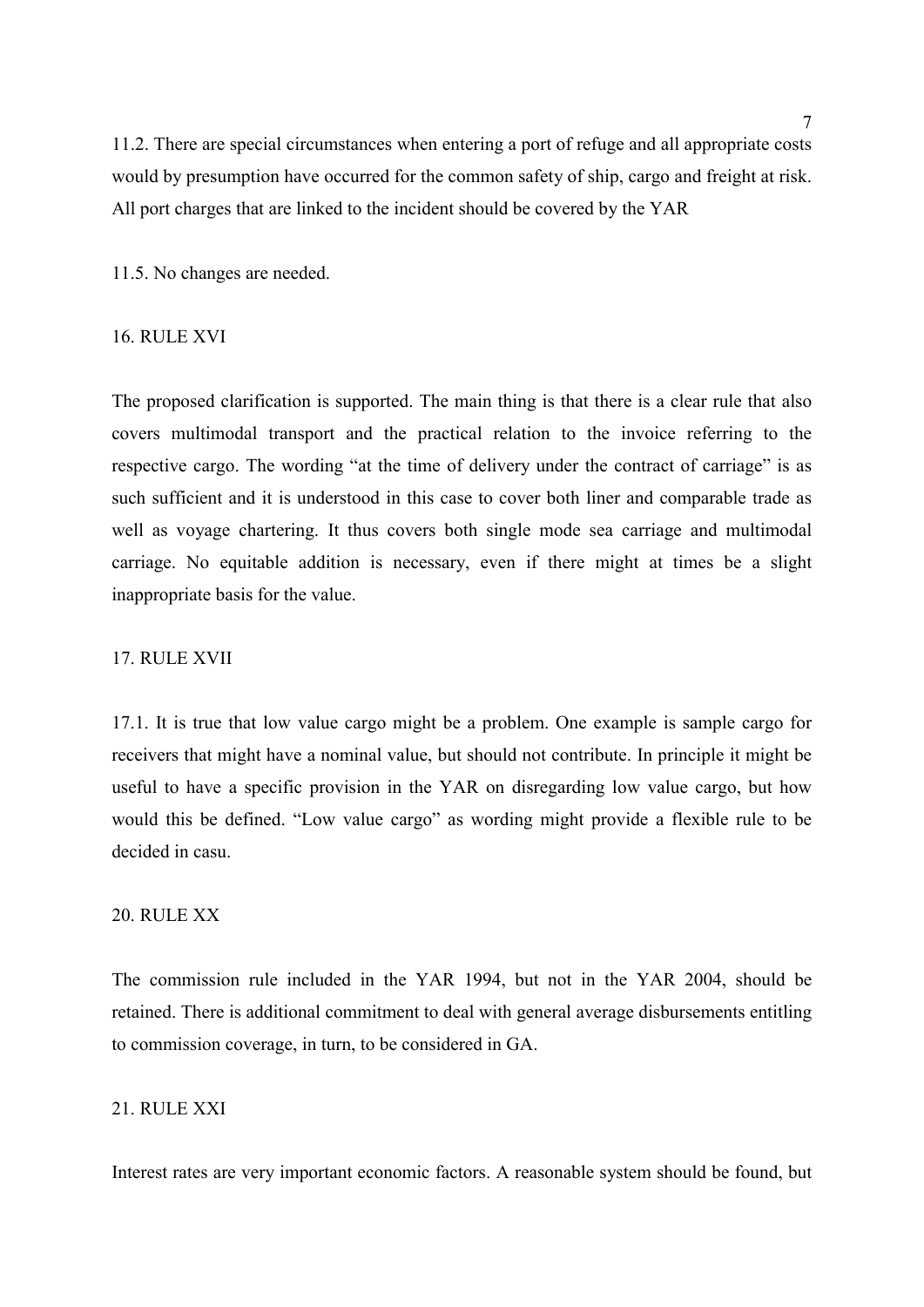11.2. There are special circumstances when entering a port of refuge and all appropriate costs would by presumption have occurred for the common safety of ship, cargo and freight at risk. All port charges that are linked to the incident should be covered by the YAR

11.5. No changes are needed.

## 16. RULE XVI

The proposed clarification is supported. The main thing is that there is a clear rule that also covers multimodal transport and the practical relation to the invoice referring to the respective cargo. The wording "at the time of delivery under the contract of carriage" is as such sufficient and it is understood in this case to cover both liner and comparable trade as well as voyage chartering. It thus covers both single mode sea carriage and multimodal carriage. No equitable addition is necessary, even if there might at times be a slight inappropriate basis for the value.

## 17. RULE XVII

17.1. It is true that low value cargo might be a problem. One example is sample cargo for receivers that might have a nominal value, but should not contribute. In principle it might be useful to have a specific provision in the YAR on disregarding low value cargo, but how would this be defined. "Low value cargo" as wording might provide a flexible rule to be decided in casu.

## 20. RULE XX

The commission rule included in the YAR 1994, but not in the YAR 2004, should be retained. There is additional commitment to deal with general average disbursements entitling to commission coverage, in turn, to be considered in GA.

## 21. RULE XXI

Interest rates are very important economic factors. A reasonable system should be found, but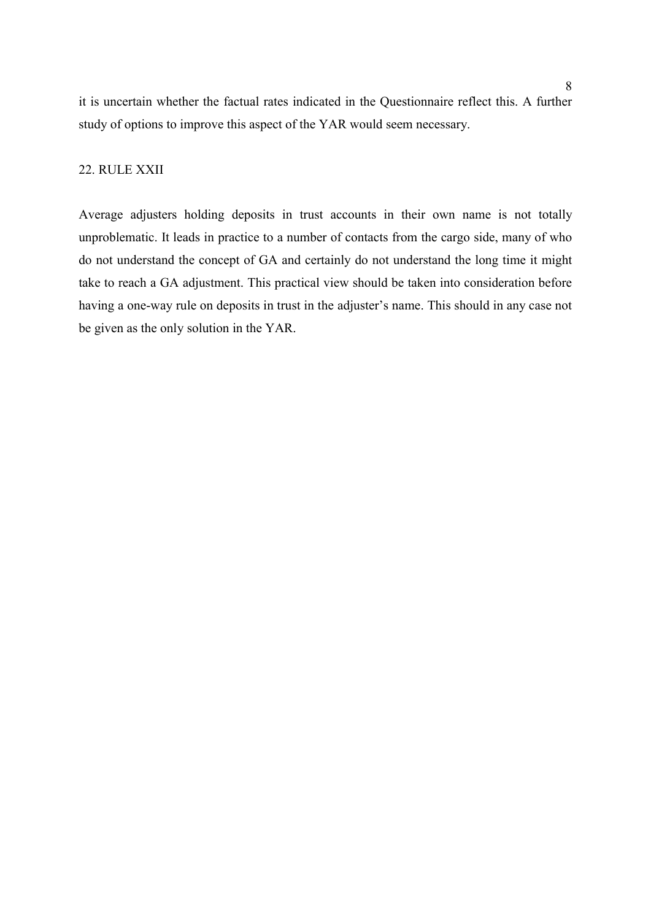it is uncertain whether the factual rates indicated in the Questionnaire reflect this. A further study of options to improve this aspect of the YAR would seem necessary.

## 22. RULE XXII

Average adjusters holding deposits in trust accounts in their own name is not totally unproblematic. It leads in practice to a number of contacts from the cargo side, many of who do not understand the concept of GA and certainly do not understand the long time it might take to reach a GA adjustment. This practical view should be taken into consideration before having a one-way rule on deposits in trust in the adjuster's name. This should in any case not be given as the only solution in the YAR.